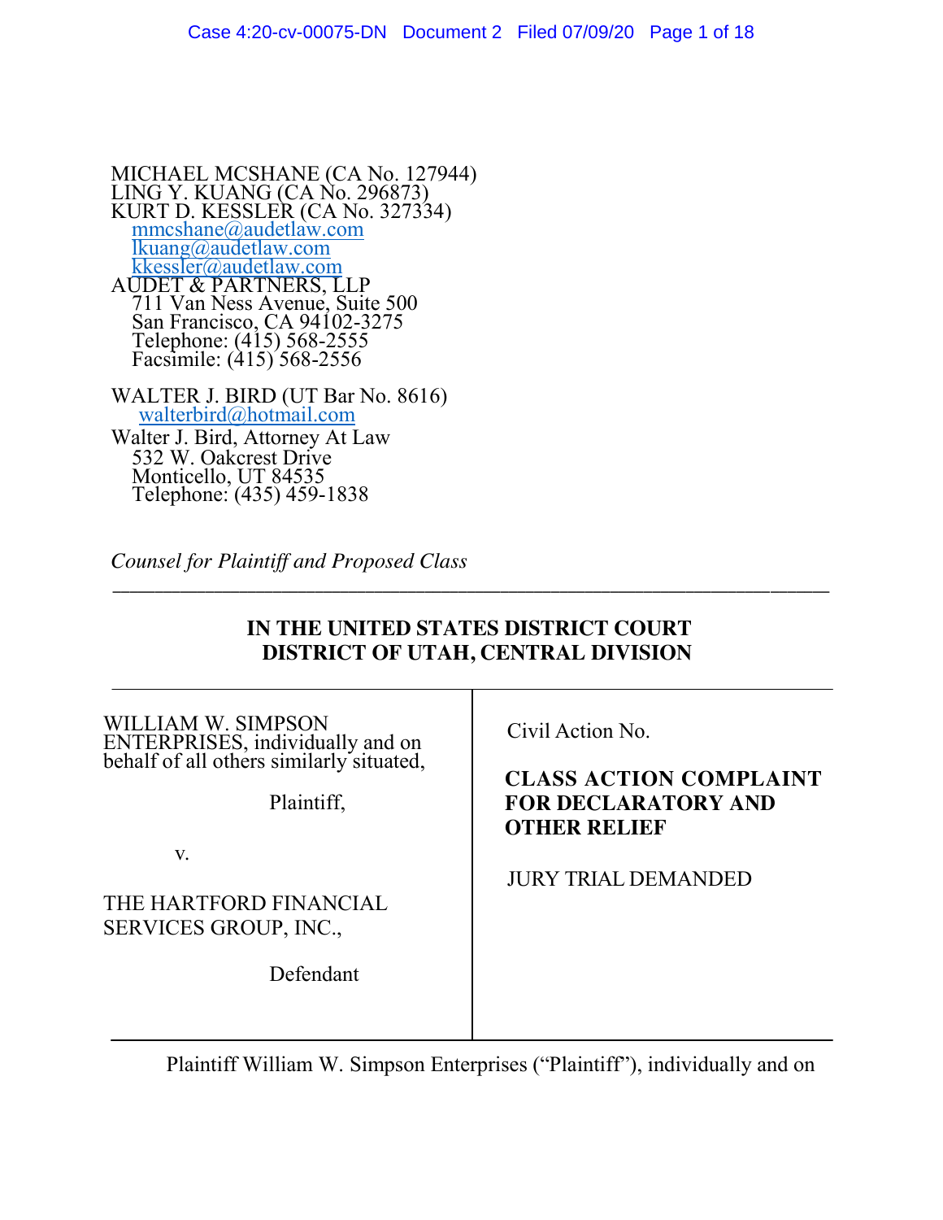MICHAEL MCSHANE (CA No. 127944)
LING Y. KUANG (CA No. 296873)
KURT D. KESSLER (CA No. 327334)
mmcshane@audetlaw.com
lkuang@audetlaw.com
kkessler@audetlaw.com
AUDET & PARTNERS, LLP
711 Van Ness Avenue, Suite 500
San Francisco, CA 94102-3275
Telephone: (415) 568-2555
Facsimile: (415) 568-2556

WALTER J. BIRD (UT Bar No. 8616)
walterbird@hotmail.com
Walter J. Bird, Attorney At Law
532 W. Oakcrest Drive
Monticello, UT 84535
Telephone: (435) 459-1838

*Counsel for Plaintiff and Proposed Class*

---

**IN THE UNITED STATES DISTRICT COURT**
**DISTRICT OF UTAH, CENTRAL DIVISION**

| | |
|---|---|
| WILLIAM W. SIMPSON ENTERPRISES, individually and on behalf of all others similarly situated,<br><br>Plaintiff,<br><br>v.<br><br>THE HARTFORD FINANCIAL SERVICES GROUP, INC.,<br><br>Defendant | Civil Action No.<br><br>**CLASS ACTION COMPLAINT FOR DECLARATORY AND OTHER RELIEF**<br><br>JURY TRIAL DEMANDED |

Plaintiff William W. Simpson Enterprises ("Plaintiff"), individually and on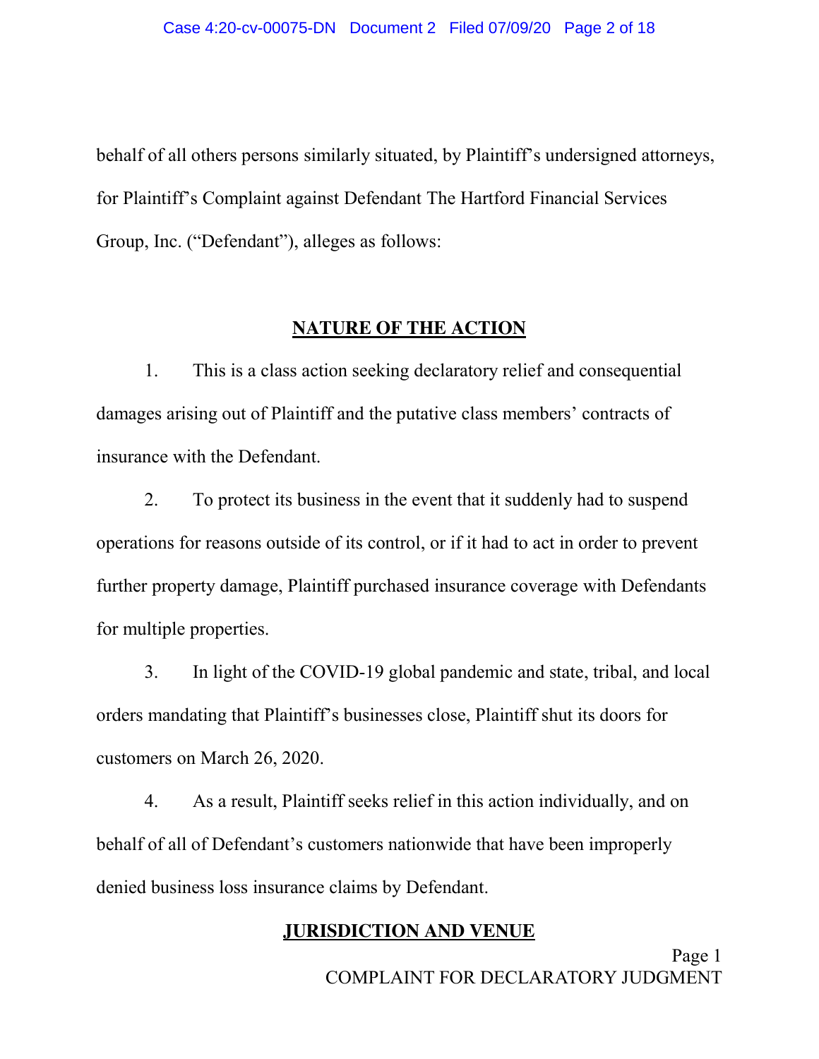behalf of all others persons similarly situated, by Plaintiff's undersigned attorneys, for Plaintiff's Complaint against Defendant The Hartford Financial Services Group, Inc. ("Defendant"), alleges as follows:

## NATURE OF THE ACTION

1. This is a class action seeking declaratory relief and consequential damages arising out of Plaintiff and the putative class members' contracts of insurance with the Defendant.

2. To protect its business in the event that it suddenly had to suspend operations for reasons outside of its control, or if it had to act in order to prevent further property damage, Plaintiff purchased insurance coverage with Defendants for multiple properties.

3. In light of the COVID-19 global pandemic and state, tribal, and local orders mandating that Plaintiff's businesses close, Plaintiff shut its doors for customers on March 26, 2020.

4. As a result, Plaintiff seeks relief in this action individually, and on behalf of all of Defendant's customers nationwide that have been improperly denied business loss insurance claims by Defendant.

## JURISDICTION AND VENUE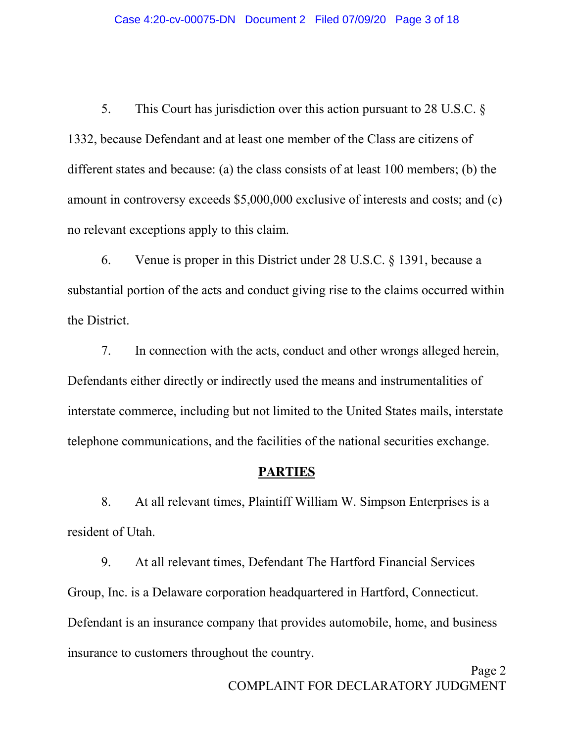5. This Court has jurisdiction over this action pursuant to 28 U.S.C. § 1332, because Defendant and at least one member of the Class are citizens of different states and because: (a) the class consists of at least 100 members; (b) the amount in controversy exceeds $5,000,000 exclusive of interests and costs; and (c) no relevant exceptions apply to this claim.

6. Venue is proper in this District under 28 U.S.C. § 1391, because a substantial portion of the acts and conduct giving rise to the claims occurred within the District.

7. In connection with the acts, conduct and other wrongs alleged herein, Defendants either directly or indirectly used the means and instrumentalities of interstate commerce, including but not limited to the United States mails, interstate telephone communications, and the facilities of the national securities exchange.

## PARTIES

8. At all relevant times, Plaintiff William W. Simpson Enterprises is a resident of Utah.

9. At all relevant times, Defendant The Hartford Financial Services Group, Inc. is a Delaware corporation headquartered in Hartford, Connecticut. Defendant is an insurance company that provides automobile, home, and business insurance to customers throughout the country.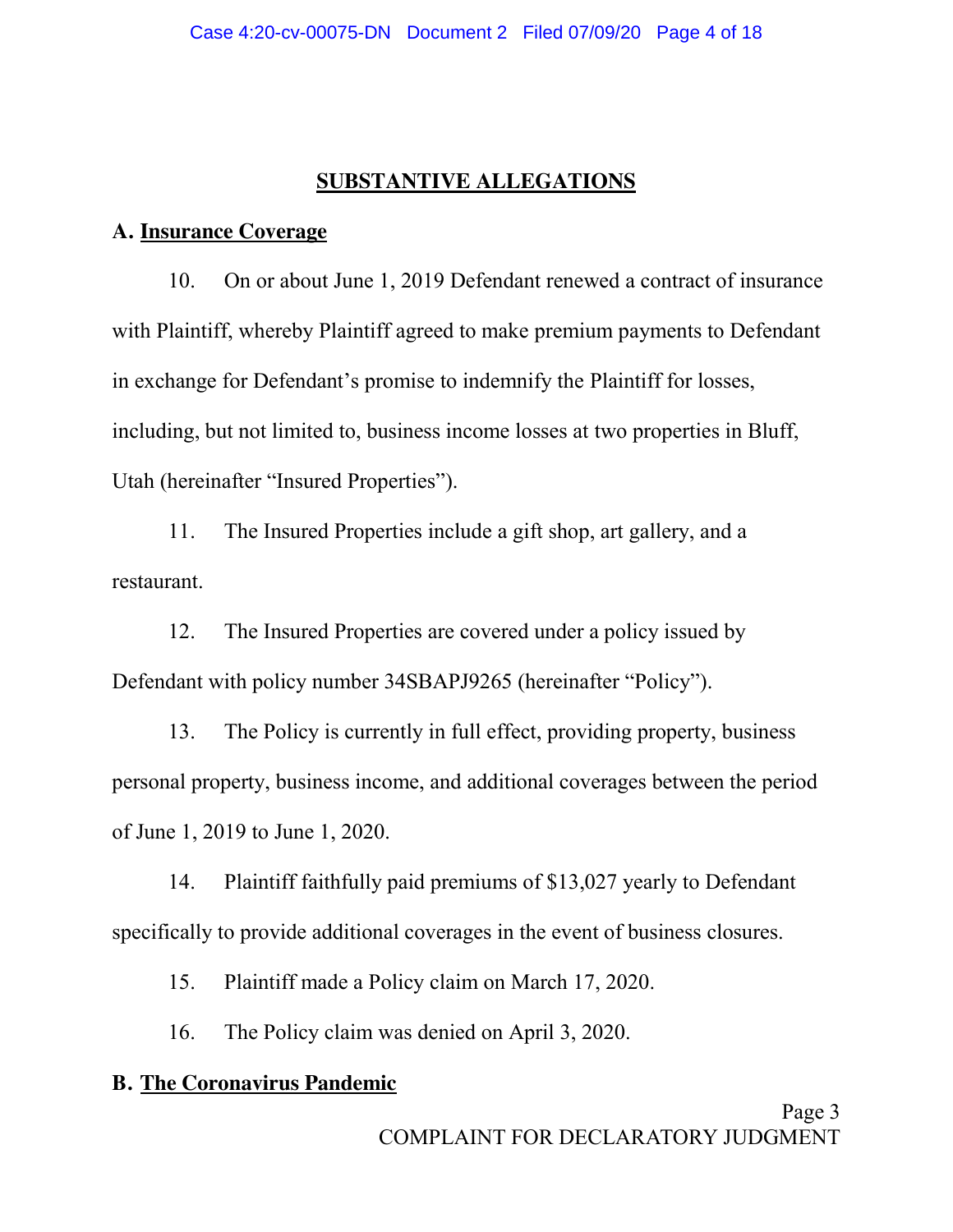## SUBSTANTIVE ALLEGATIONS

### A. Insurance Coverage

10. On or about June 1, 2019 Defendant renewed a contract of insurance with Plaintiff, whereby Plaintiff agreed to make premium payments to Defendant in exchange for Defendant's promise to indemnify the Plaintiff for losses, including, but not limited to, business income losses at two properties in Bluff, Utah (hereinafter "Insured Properties").

11. The Insured Properties include a gift shop, art gallery, and a restaurant.

12. The Insured Properties are covered under a policy issued by Defendant with policy number 34SBAPJ9265 (hereinafter "Policy").

13. The Policy is currently in full effect, providing property, business personal property, business income, and additional coverages between the period of June 1, 2019 to June 1, 2020.

14. Plaintiff faithfully paid premiums of $13,027 yearly to Defendant specifically to provide additional coverages in the event of business closures.

15. Plaintiff made a Policy claim on March 17, 2020.

16. The Policy claim was denied on April 3, 2020.

### B. The Coronavirus Pandemic

COMPLAINT FOR DECLARATORY JUDGMENT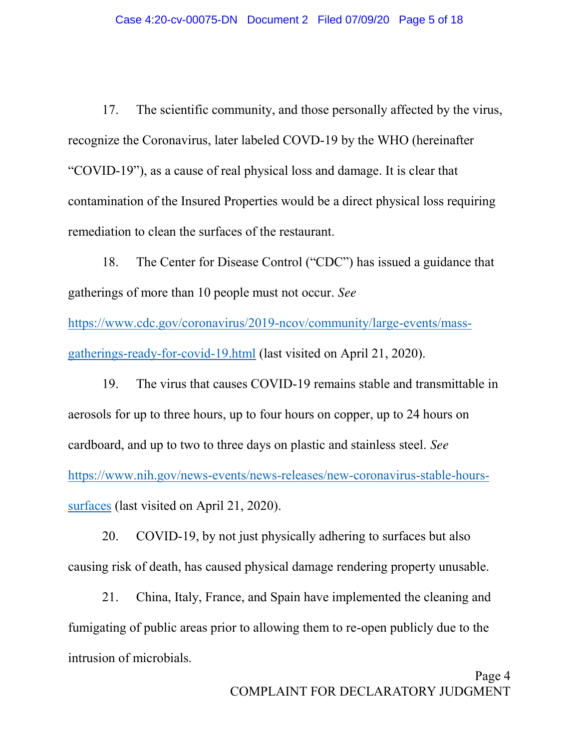17. The scientific community, and those personally affected by the virus, recognize the Coronavirus, later labeled COVD-19 by the WHO (hereinafter "COVID-19"), as a cause of real physical loss and damage. It is clear that contamination of the Insured Properties would be a direct physical loss requiring remediation to clean the surfaces of the restaurant.

18. The Center for Disease Control ("CDC") has issued a guidance that gatherings of more than 10 people must not occur. *See* https://www.cdc.gov/coronavirus/2019-ncov/community/large-events/mass-gatherings-ready-for-covid-19.html (last visited on April 21, 2020).

19. The virus that causes COVID-19 remains stable and transmittable in aerosols for up to three hours, up to four hours on copper, up to 24 hours on cardboard, and up to two to three days on plastic and stainless steel. *See* https://www.nih.gov/news-events/news-releases/new-coronavirus-stable-hours-surfaces (last visited on April 21, 2020).

20. COVID-19, by not just physically adhering to surfaces but also causing risk of death, has caused physical damage rendering property unusable.

21. China, Italy, France, and Spain have implemented the cleaning and fumigating of public areas prior to allowing them to re-open publicly due to the intrusion of microbials.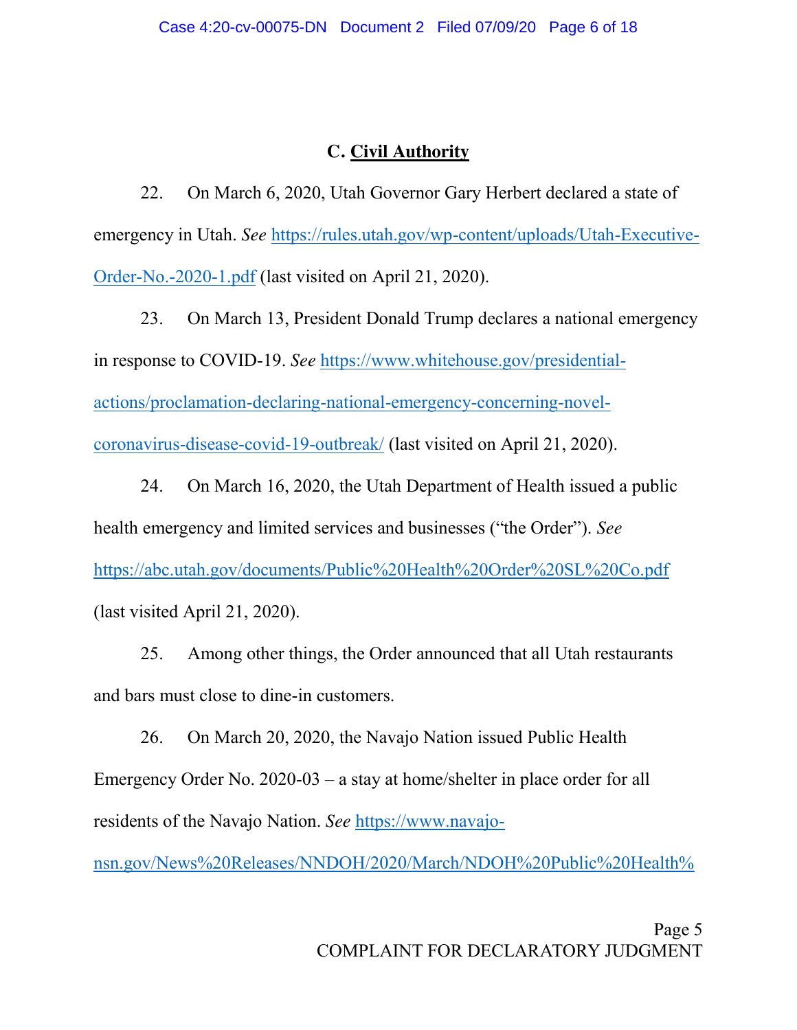### C. Civil Authority

22. On March 6, 2020, Utah Governor Gary Herbert declared a state of emergency in Utah. *See* https://rules.utah.gov/wp-content/uploads/Utah-Executive-Order-No.-2020-1.pdf (last visited on April 21, 2020).

23. On March 13, President Donald Trump declares a national emergency in response to COVID-19. *See* https://www.whitehouse.gov/presidential-actions/proclamation-declaring-national-emergency-concerning-novel-coronavirus-disease-covid-19-outbreak/ (last visited on April 21, 2020).

24. On March 16, 2020, the Utah Department of Health issued a public health emergency and limited services and businesses ("the Order"). *See* https://abc.utah.gov/documents/Public%20Health%20Order%20SL%20Co.pdf (last visited April 21, 2020).

25. Among other things, the Order announced that all Utah restaurants and bars must close to dine-in customers.

26. On March 20, 2020, the Navajo Nation issued Public Health Emergency Order No. 2020-03 – a stay at home/shelter in place order for all residents of the Navajo Nation. *See* https://www.navajo-nsn.gov/News%20Releases/NNDOH/2020/March/NDOH%20Public%20Health%

COMPLAINT FOR DECLARATORY JUDGMENT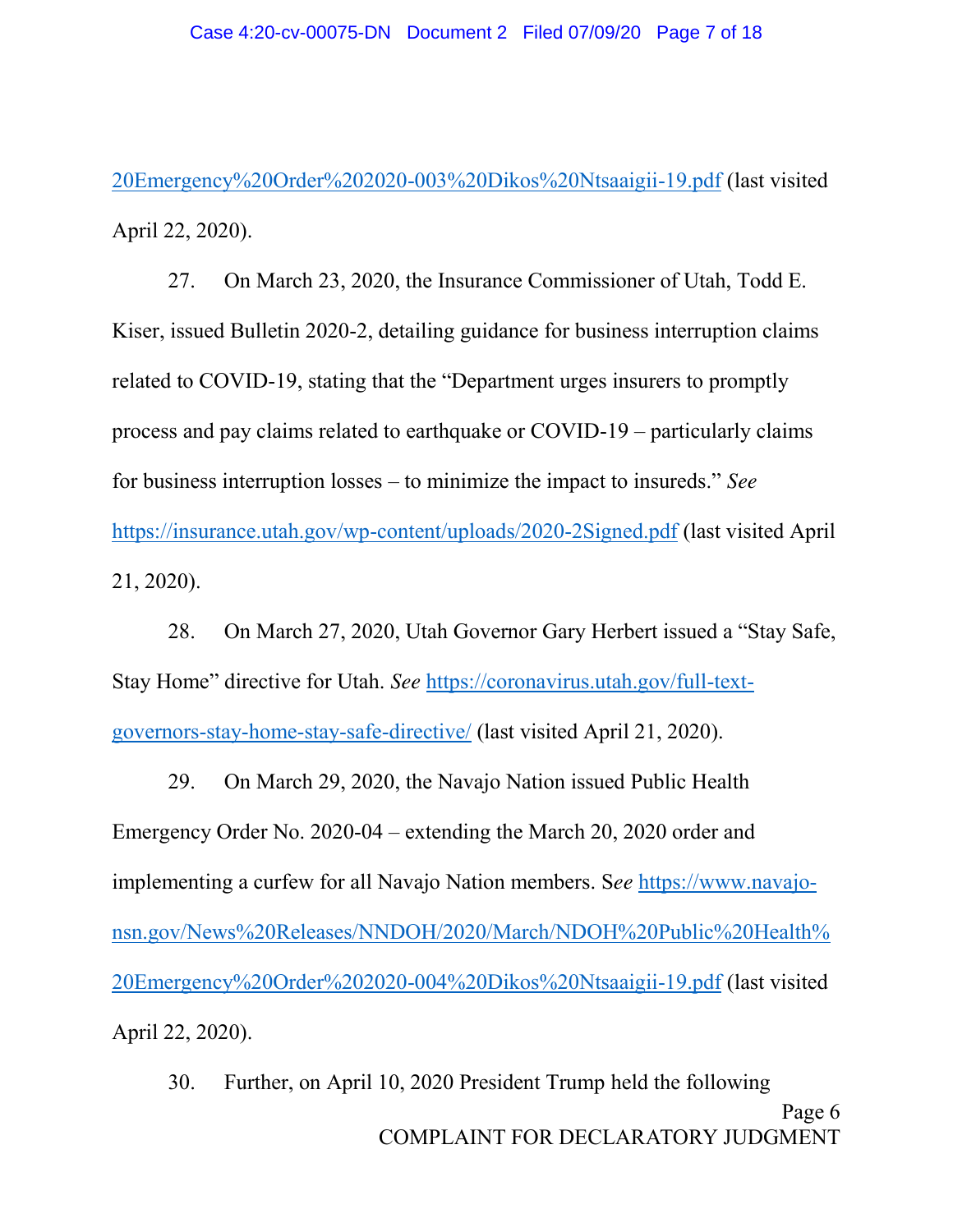20Emergency%20Order%202020-003%20Dikos%20Ntsaaigii-19.pdf (last visited April 22, 2020).

27. On March 23, 2020, the Insurance Commissioner of Utah, Todd E. Kiser, issued Bulletin 2020-2, detailing guidance for business interruption claims related to COVID-19, stating that the "Department urges insurers to promptly process and pay claims related to earthquake or COVID-19 – particularly claims for business interruption losses – to minimize the impact to insureds." *See* https://insurance.utah.gov/wp-content/uploads/2020-2Signed.pdf (last visited April 21, 2020).

28. On March 27, 2020, Utah Governor Gary Herbert issued a "Stay Safe, Stay Home" directive for Utah. *See* https://coronavirus.utah.gov/full-text-governors-stay-home-stay-safe-directive/ (last visited April 21, 2020).

29. On March 29, 2020, the Navajo Nation issued Public Health Emergency Order No. 2020-04 – extending the March 20, 2020 order and implementing a curfew for all Navajo Nation members. S*ee* https://www.navajo-nsn.gov/News%20Releases/NNDOH/2020/March/NDOH%20Public%20Health%20Emergency%20Order%202020-004%20Dikos%20Ntsaaigii-19.pdf (last visited April 22, 2020).

30. Further, on April 10, 2020 President Trump held the following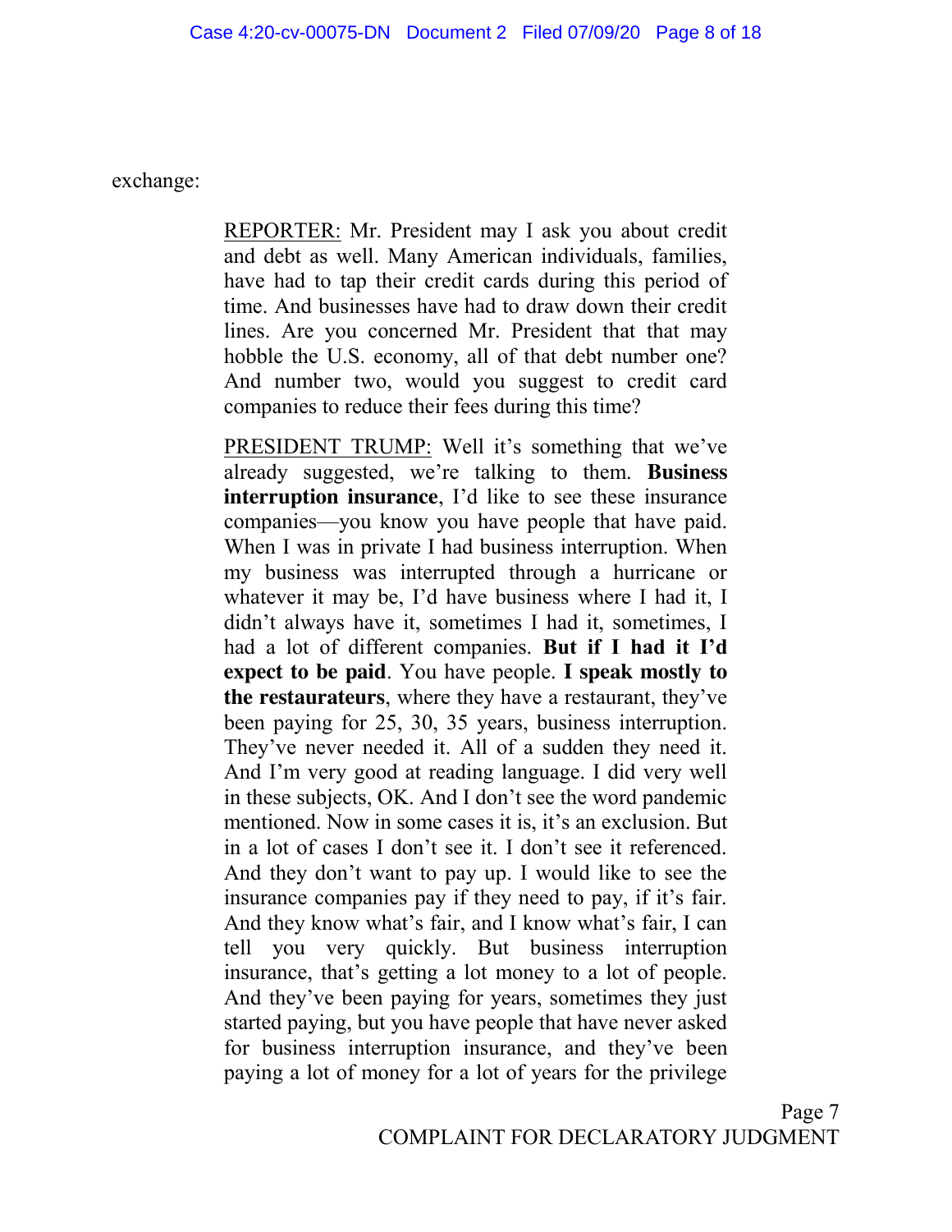exchange:

> REPORTER: Mr. President may I ask you about credit and debt as well. Many American individuals, families, have had to tap their credit cards during this period of time. And businesses have had to draw down their credit lines. Are you concerned Mr. President that that may hobble the U.S. economy, all of that debt number one? And number two, would you suggest to credit card companies to reduce their fees during this time?
>
> PRESIDENT TRUMP: Well it's something that we've already suggested, we're talking to them. **Business interruption insurance**, I'd like to see these insurance companies—you know you have people that have paid. When I was in private I had business interruption. When my business was interrupted through a hurricane or whatever it may be, I'd have business where I had it, I didn't always have it, sometimes I had it, sometimes, I had a lot of different companies. **But if I had it I'd expect to be paid**. You have people. **I speak mostly to the restaurateurs**, where they have a restaurant, they've been paying for 25, 30, 35 years, business interruption. They've never needed it. All of a sudden they need it. And I'm very good at reading language. I did very well in these subjects, OK. And I don't see the word pandemic mentioned. Now in some cases it is, it's an exclusion. But in a lot of cases I don't see it. I don't see it referenced. And they don't want to pay up. I would like to see the insurance companies pay if they need to pay, if it's fair. And they know what's fair, and I know what's fair, I can tell you very quickly. But business interruption insurance, that's getting a lot money to a lot of people. And they've been paying for years, sometimes they just started paying, but you have people that have never asked for business interruption insurance, and they've been paying a lot of money for a lot of years for the privilege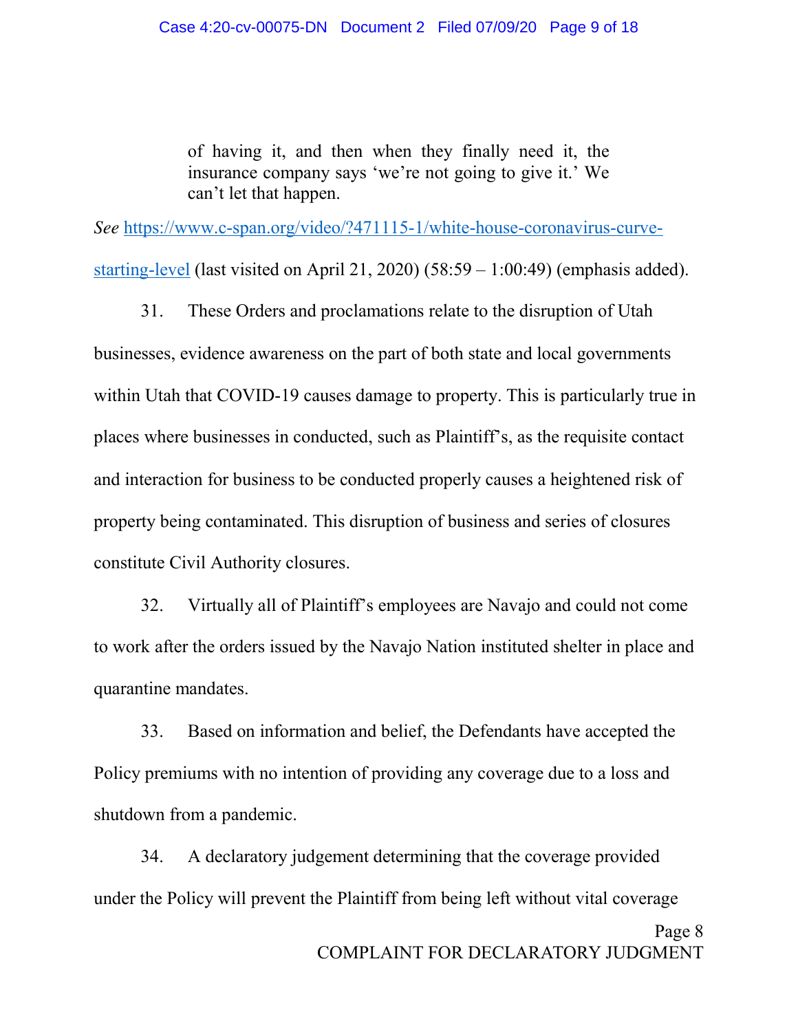> of having it, and then when they finally need it, the insurance company says 'we're not going to give it.' We can't let that happen.

*See* https://www.c-span.org/video/?471115-1/white-house-coronavirus-curve-starting-level (last visited on April 21, 2020) (58:59 – 1:00:49) (emphasis added).

31. These Orders and proclamations relate to the disruption of Utah businesses, evidence awareness on the part of both state and local governments within Utah that COVID-19 causes damage to property. This is particularly true in places where businesses in conducted, such as Plaintiff's, as the requisite contact and interaction for business to be conducted properly causes a heightened risk of property being contaminated. This disruption of business and series of closures constitute Civil Authority closures.

32. Virtually all of Plaintiff's employees are Navajo and could not come to work after the orders issued by the Navajo Nation instituted shelter in place and quarantine mandates.

33. Based on information and belief, the Defendants have accepted the Policy premiums with no intention of providing any coverage due to a loss and shutdown from a pandemic.

34. A declaratory judgement determining that the coverage provided under the Policy will prevent the Plaintiff from being left without vital coverage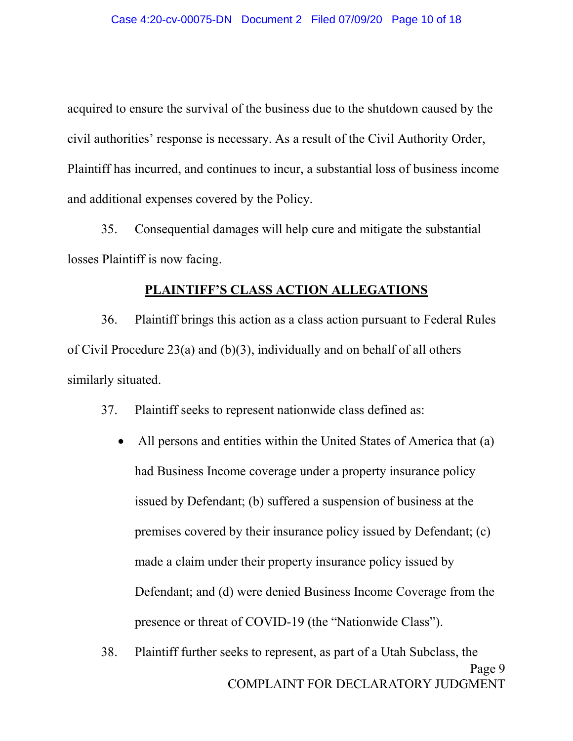acquired to ensure the survival of the business due to the shutdown caused by the civil authorities' response is necessary. As a result of the Civil Authority Order, Plaintiff has incurred, and continues to incur, a substantial loss of business income and additional expenses covered by the Policy.

35. Consequential damages will help cure and mitigate the substantial losses Plaintiff is now facing.

## PLAINTIFF'S CLASS ACTION ALLEGATIONS

36. Plaintiff brings this action as a class action pursuant to Federal Rules of Civil Procedure 23(a) and (b)(3), individually and on behalf of all others similarly situated.

37. Plaintiff seeks to represent nationwide class defined as:

- All persons and entities within the United States of America that (a) had Business Income coverage under a property insurance policy issued by Defendant; (b) suffered a suspension of business at the premises covered by their insurance policy issued by Defendant; (c) made a claim under their property insurance policy issued by Defendant; and (d) were denied Business Income Coverage from the presence or threat of COVID-19 (the "Nationwide Class").

38. Plaintiff further seeks to represent, as part of a Utah Subclass, the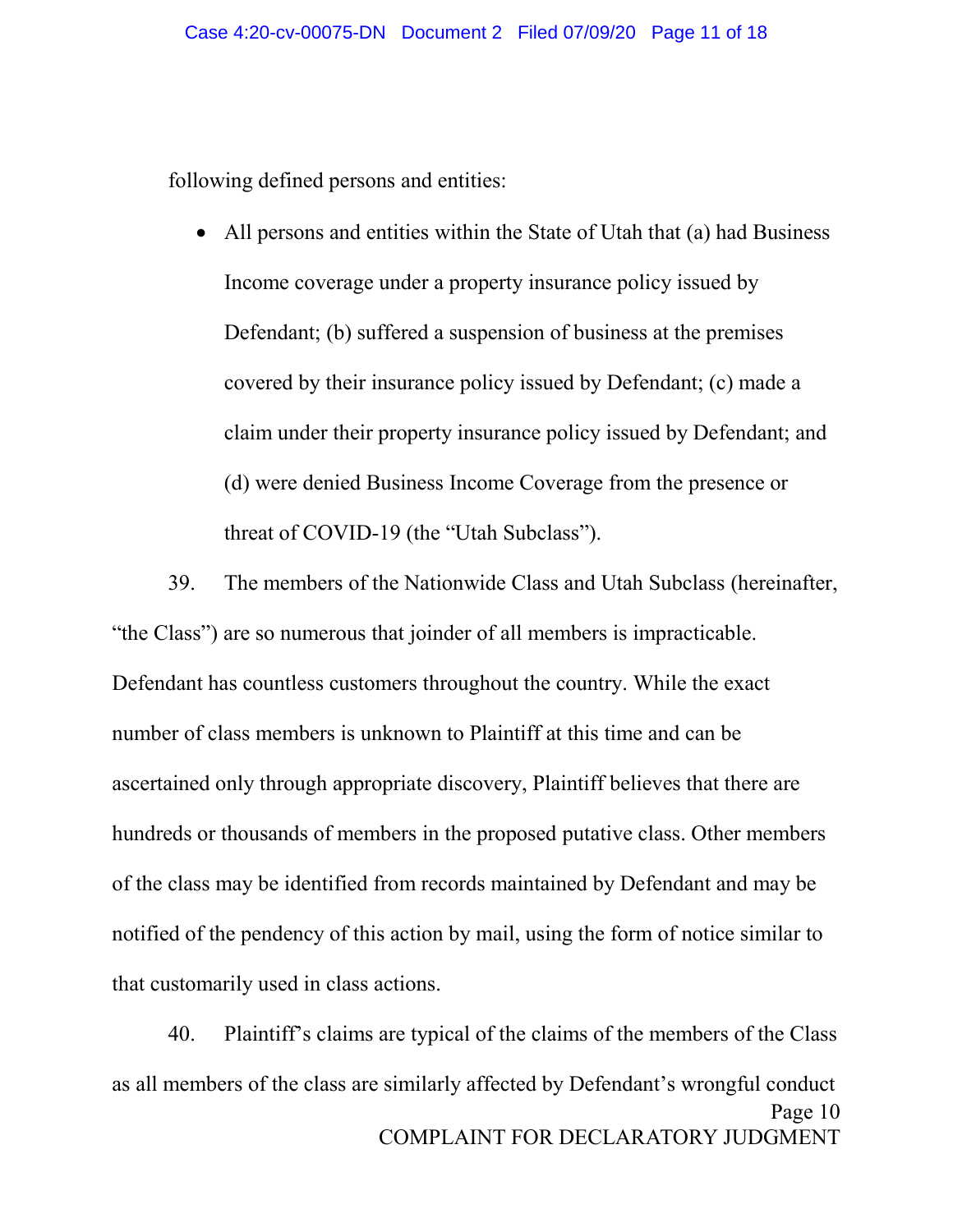following defined persons and entities:

- All persons and entities within the State of Utah that (a) had Business Income coverage under a property insurance policy issued by Defendant; (b) suffered a suspension of business at the premises covered by their insurance policy issued by Defendant; (c) made a claim under their property insurance policy issued by Defendant; and (d) were denied Business Income Coverage from the presence or threat of COVID-19 (the "Utah Subclass").

39. The members of the Nationwide Class and Utah Subclass (hereinafter, "the Class") are so numerous that joinder of all members is impracticable. Defendant has countless customers throughout the country. While the exact number of class members is unknown to Plaintiff at this time and can be ascertained only through appropriate discovery, Plaintiff believes that there are hundreds or thousands of members in the proposed putative class. Other members of the class may be identified from records maintained by Defendant and may be notified of the pendency of this action by mail, using the form of notice similar to that customarily used in class actions.

40. Plaintiff's claims are typical of the claims of the members of the Class as all members of the class are similarly affected by Defendant's wrongful conduct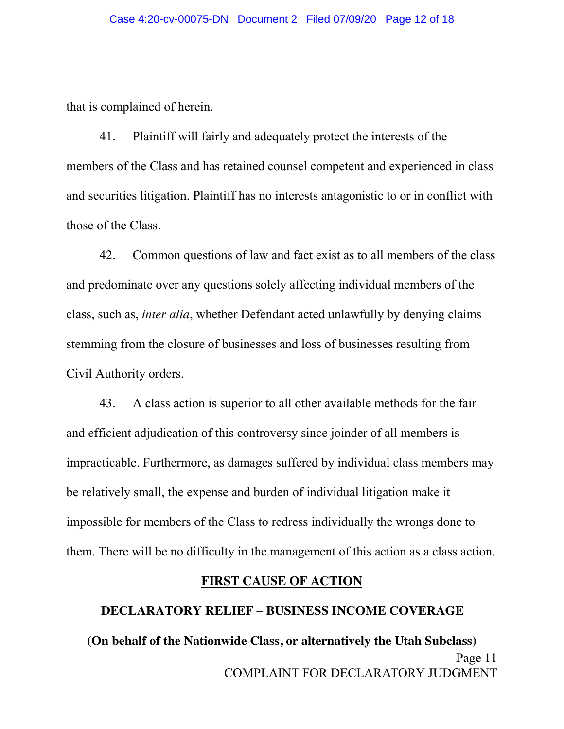that is complained of herein.

41. Plaintiff will fairly and adequately protect the interests of the members of the Class and has retained counsel competent and experienced in class and securities litigation. Plaintiff has no interests antagonistic to or in conflict with those of the Class.

42. Common questions of law and fact exist as to all members of the class and predominate over any questions solely affecting individual members of the class, such as, *inter alia*, whether Defendant acted unlawfully by denying claims stemming from the closure of businesses and loss of businesses resulting from Civil Authority orders.

43. A class action is superior to all other available methods for the fair and efficient adjudication of this controversy since joinder of all members is impracticable. Furthermore, as damages suffered by individual class members may be relatively small, the expense and burden of individual litigation make it impossible for members of the Class to redress individually the wrongs done to them. There will be no difficulty in the management of this action as a class action.

## FIRST CAUSE OF ACTION

### DECLARATORY RELIEF – BUSINESS INCOME COVERAGE

**(On behalf of the Nationwide Class, or alternatively the Utah Subclass)**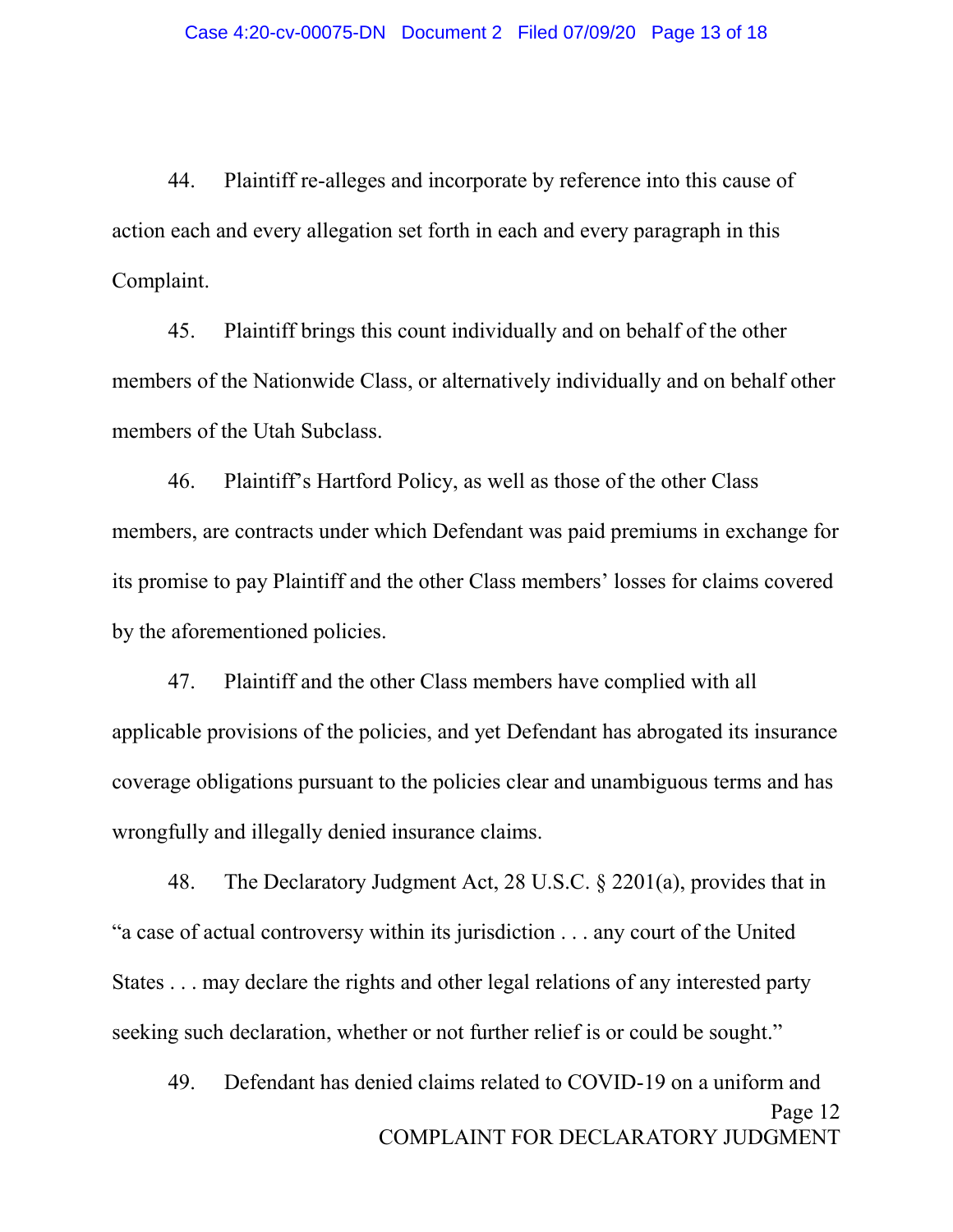44. Plaintiff re-alleges and incorporate by reference into this cause of action each and every allegation set forth in each and every paragraph in this Complaint.

45. Plaintiff brings this count individually and on behalf of the other members of the Nationwide Class, or alternatively individually and on behalf other members of the Utah Subclass.

46. Plaintiff's Hartford Policy, as well as those of the other Class members, are contracts under which Defendant was paid premiums in exchange for its promise to pay Plaintiff and the other Class members' losses for claims covered by the aforementioned policies.

47. Plaintiff and the other Class members have complied with all applicable provisions of the policies, and yet Defendant has abrogated its insurance coverage obligations pursuant to the policies clear and unambiguous terms and has wrongfully and illegally denied insurance claims.

48. The Declaratory Judgment Act, 28 U.S.C. § 2201(a), provides that in "a case of actual controversy within its jurisdiction . . . any court of the United States . . . may declare the rights and other legal relations of any interested party seeking such declaration, whether or not further relief is or could be sought."

49. Defendant has denied claims related to COVID-19 on a uniform and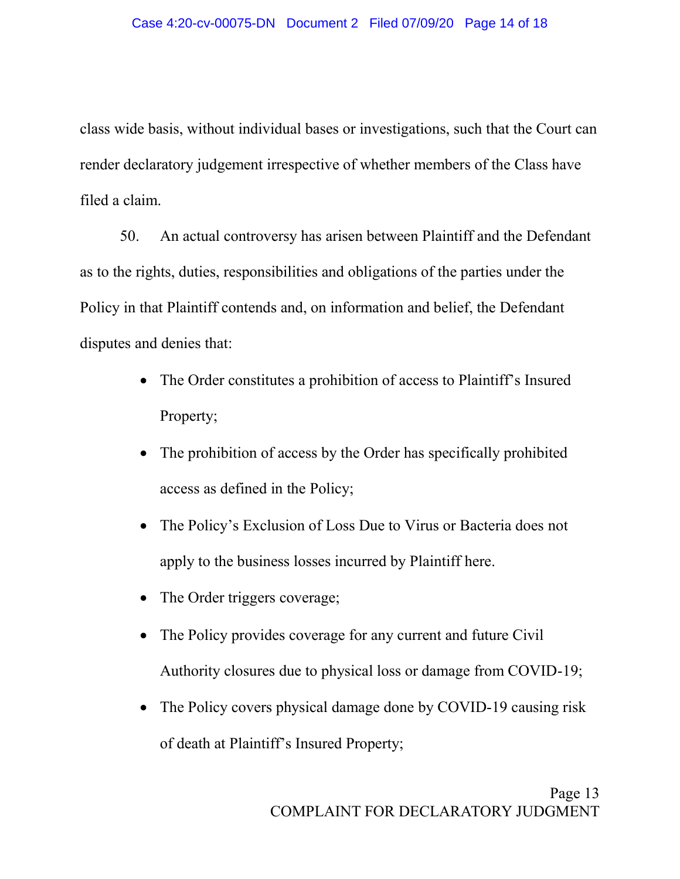class wide basis, without individual bases or investigations, such that the Court can render declaratory judgement irrespective of whether members of the Class have filed a claim.

50. An actual controversy has arisen between Plaintiff and the Defendant as to the rights, duties, responsibilities and obligations of the parties under the Policy in that Plaintiff contends and, on information and belief, the Defendant disputes and denies that:

- The Order constitutes a prohibition of access to Plaintiff's Insured Property;
- The prohibition of access by the Order has specifically prohibited access as defined in the Policy;
- The Policy's Exclusion of Loss Due to Virus or Bacteria does not apply to the business losses incurred by Plaintiff here.
- The Order triggers coverage;
- The Policy provides coverage for any current and future Civil Authority closures due to physical loss or damage from COVID-19;
- The Policy covers physical damage done by COVID-19 causing risk of death at Plaintiff's Insured Property;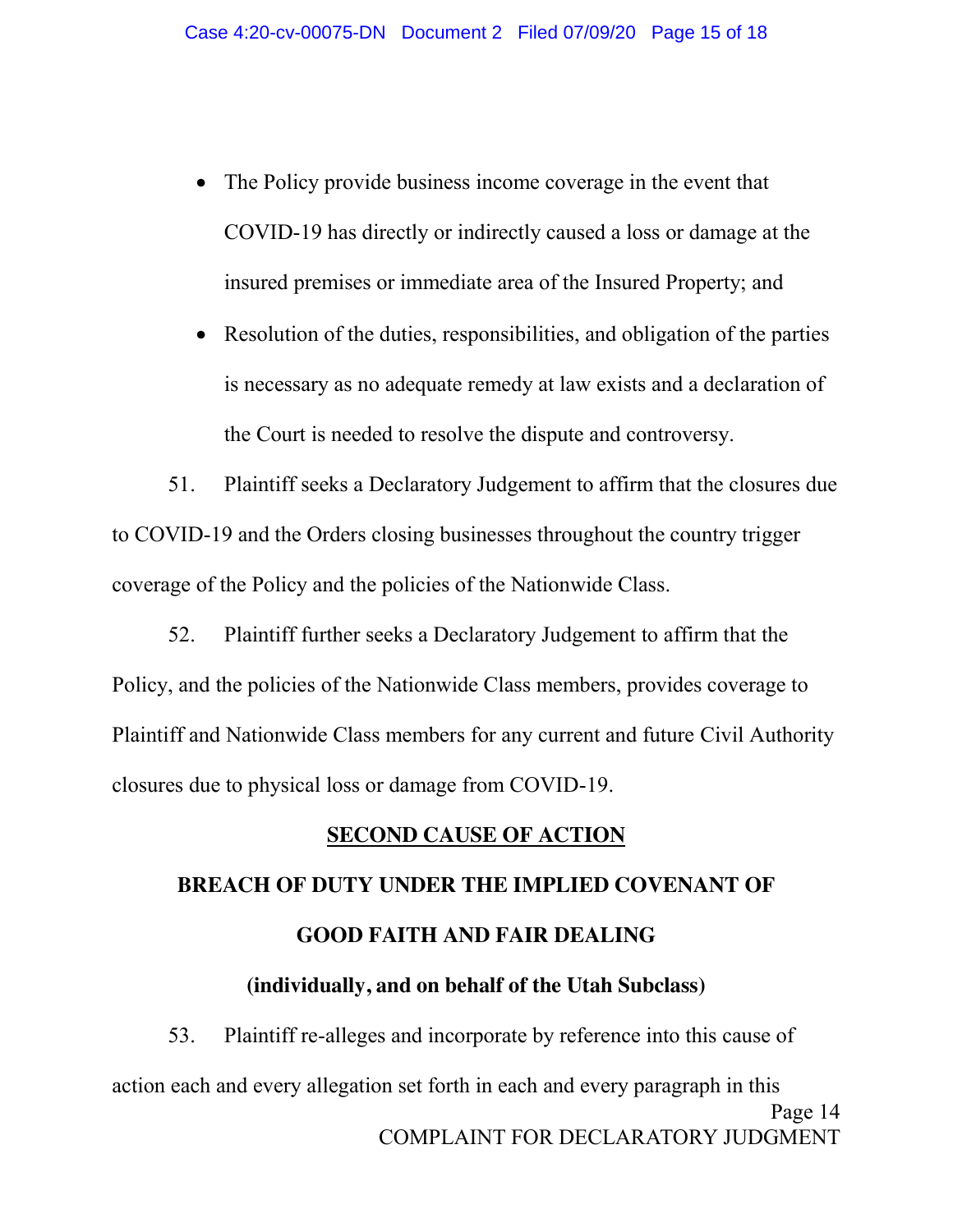- The Policy provide business income coverage in the event that COVID-19 has directly or indirectly caused a loss or damage at the insured premises or immediate area of the Insured Property; and
- Resolution of the duties, responsibilities, and obligation of the parties is necessary as no adequate remedy at law exists and a declaration of the Court is needed to resolve the dispute and controversy.

51. Plaintiff seeks a Declaratory Judgement to affirm that the closures due to COVID-19 and the Orders closing businesses throughout the country trigger coverage of the Policy and the policies of the Nationwide Class.

52. Plaintiff further seeks a Declaratory Judgement to affirm that the Policy, and the policies of the Nationwide Class members, provides coverage to Plaintiff and Nationwide Class members for any current and future Civil Authority closures due to physical loss or damage from COVID-19.

## SECOND CAUSE OF ACTION

## BREACH OF DUTY UNDER THE IMPLIED COVENANT OF GOOD FAITH AND FAIR DEALING

### (individually, and on behalf of the Utah Subclass)

53. Plaintiff re-alleges and incorporate by reference into this cause of action each and every allegation set forth in each and every paragraph in this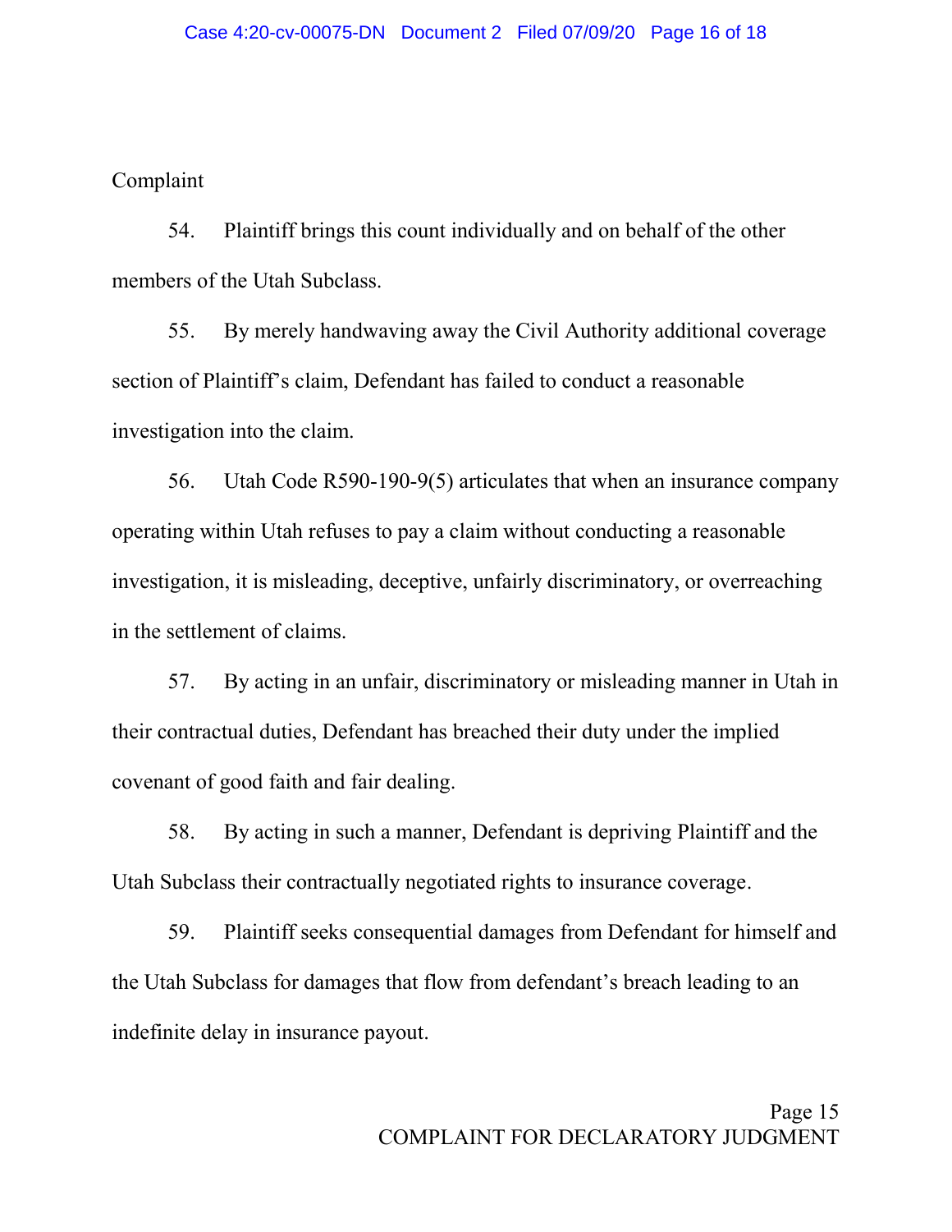Complaint

54. Plaintiff brings this count individually and on behalf of the other members of the Utah Subclass.

55. By merely handwaving away the Civil Authority additional coverage section of Plaintiff's claim, Defendant has failed to conduct a reasonable investigation into the claim.

56. Utah Code R590-190-9(5) articulates that when an insurance company operating within Utah refuses to pay a claim without conducting a reasonable investigation, it is misleading, deceptive, unfairly discriminatory, or overreaching in the settlement of claims.

57. By acting in an unfair, discriminatory or misleading manner in Utah in their contractual duties, Defendant has breached their duty under the implied covenant of good faith and fair dealing.

58. By acting in such a manner, Defendant is depriving Plaintiff and the Utah Subclass their contractually negotiated rights to insurance coverage.

59. Plaintiff seeks consequential damages from Defendant for himself and the Utah Subclass for damages that flow from defendant's breach leading to an indefinite delay in insurance payout.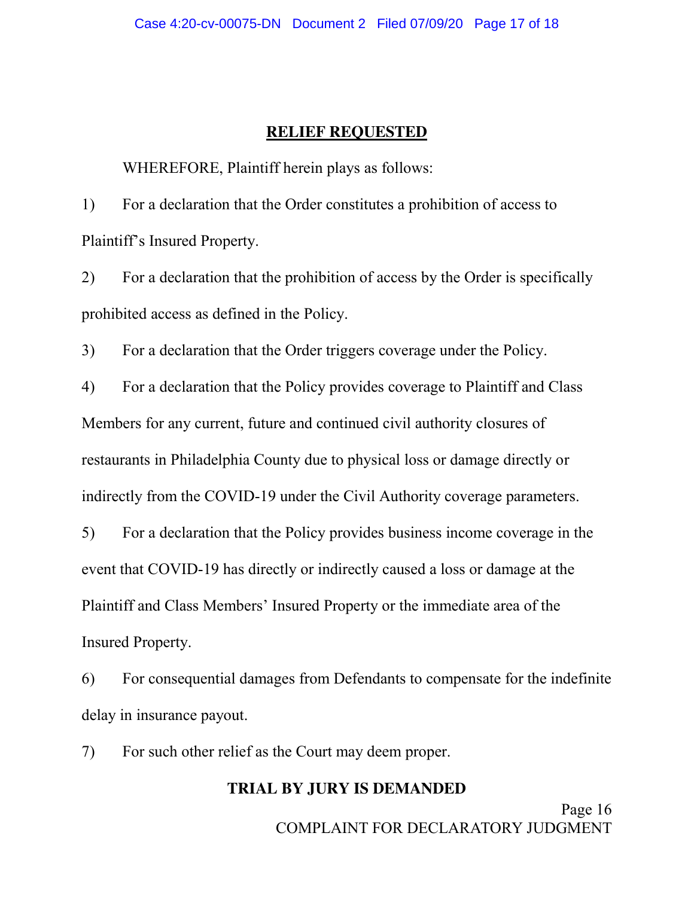## RELIEF REQUESTED

WHEREFORE, Plaintiff herein plays as follows:

1) For a declaration that the Order constitutes a prohibition of access to Plaintiff's Insured Property.

2) For a declaration that the prohibition of access by the Order is specifically prohibited access as defined in the Policy.

3) For a declaration that the Order triggers coverage under the Policy.

4) For a declaration that the Policy provides coverage to Plaintiff and Class Members for any current, future and continued civil authority closures of restaurants in Philadelphia County due to physical loss or damage directly or indirectly from the COVID-19 under the Civil Authority coverage parameters.

5) For a declaration that the Policy provides business income coverage in the event that COVID-19 has directly or indirectly caused a loss or damage at the Plaintiff and Class Members' Insured Property or the immediate area of the Insured Property.

6) For consequential damages from Defendants to compensate for the indefinite delay in insurance payout.

7) For such other relief as the Court may deem proper.

**TRIAL BY JURY IS DEMANDED**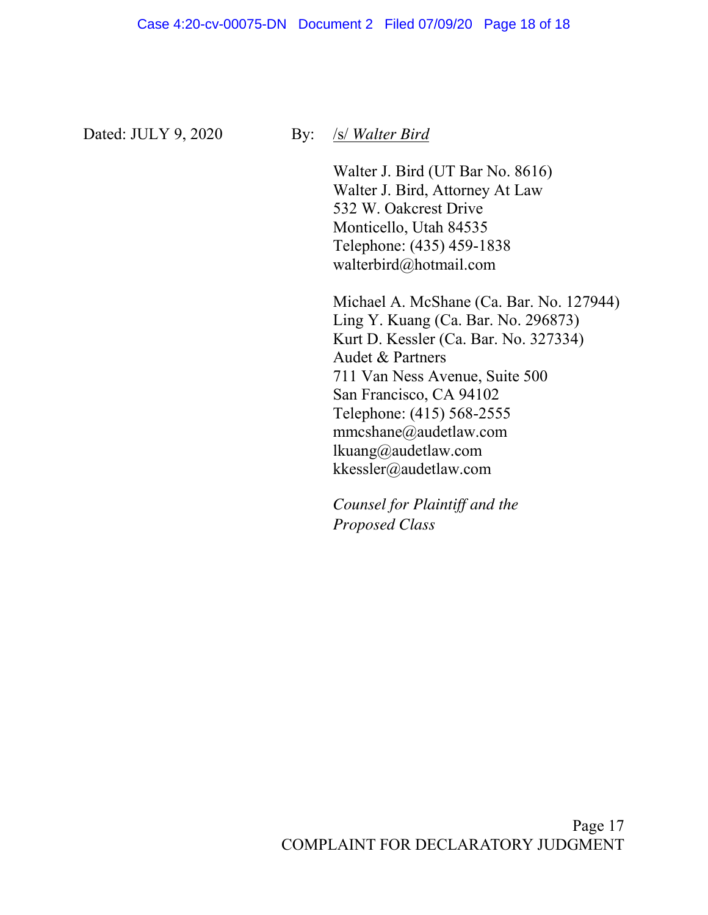Dated: JULY 9, 2020 By: /s/ *Walter Bird*

Walter J. Bird (UT Bar No. 8616)
Walter J. Bird, Attorney At Law
532 W. Oakcrest Drive
Monticello, Utah 84535
Telephone: (435) 459-1838
walterbird@hotmail.com

Michael A. McShane (Ca. Bar. No. 127944)
Ling Y. Kuang (Ca. Bar. No. 296873)
Kurt D. Kessler (Ca. Bar. No. 327334)
Audet & Partners
711 Van Ness Avenue, Suite 500
San Francisco, CA 94102
Telephone: (415) 568-2555
mmcshane@audetlaw.com
lkuang@audetlaw.com
kkessler@audetlaw.com

*Counsel for Plaintiff and the Proposed Class*